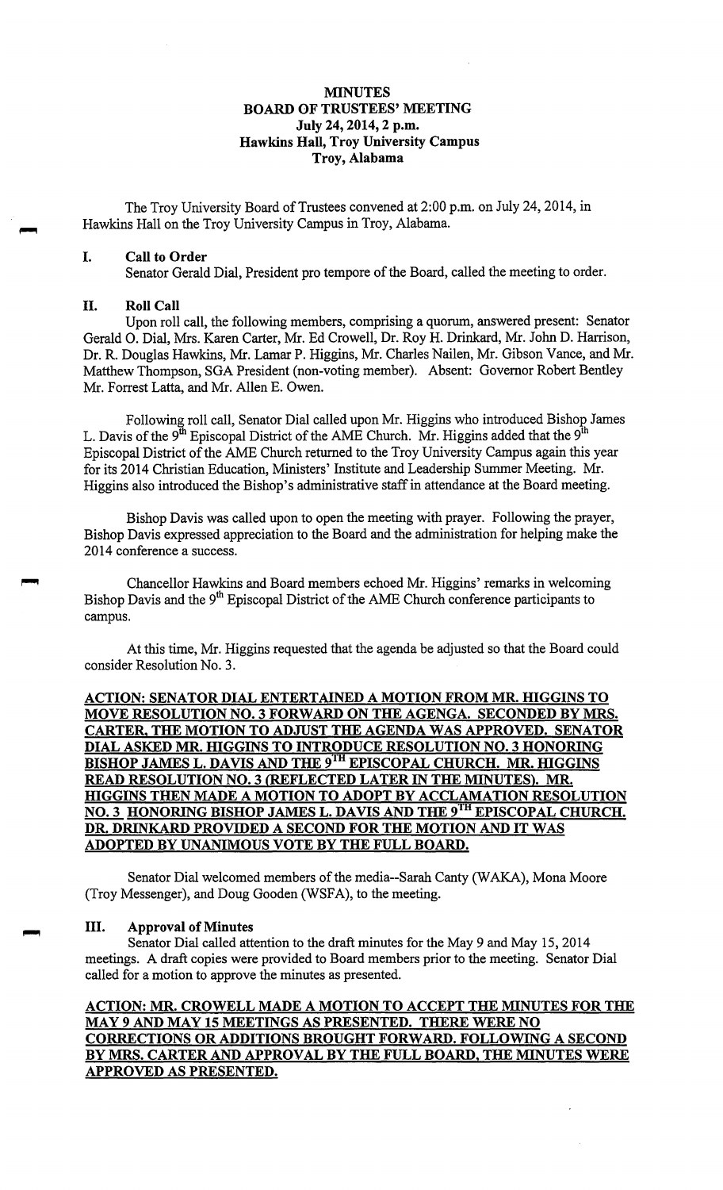# MINUTES
## BOARD OF TRUSTEES' MEETING
### July 24, 2014, 2 p.m.
### Hawkins Hall, Troy University Campus
### Troy, Alabama

The Troy University Board of Trustees convened at 2:00 p.m. on July 24, 2014, in Hawkins Hall on the Troy University Campus in Troy, Alabama.

## I. Call to Order

Senator Gerald Dial, President pro tempore of the Board, called the meeting to order.

## II. Roll Call

Upon roll call, the following members, comprising a quorum, answered present: Senator Gerald O. Dial, Mrs. Karen Carter, Mr. Ed Crowell, Dr. Roy H. Drinkard, Mr. John D. Harrison, Dr. R. Douglas Hawkins, Mr. Lamar P. Higgins, Mr. Charles Nailen, Mr. Gibson Vance, and Mr. Matthew Thompson, SGA President (non-voting member). Absent: Governor Robert Bentley Mr. Forrest Latta, and Mr. Allen E. Owen.

Following roll call, Senator Dial called upon Mr. Higgins who introduced Bishop James L. Davis of the 9th Episcopal District of the AME Church. Mr. Higgins added that the 9th Episcopal District of the AME Church returned to the Troy University Campus again this year for its 2014 Christian Education, Ministers' Institute and Leadership Summer Meeting. Mr. Higgins also introduced the Bishop's administrative staff in attendance at the Board meeting.

Bishop Davis was called upon to open the meeting with prayer. Following the prayer, Bishop Davis expressed appreciation to the Board and the administration for helping make the 2014 conference a success.

Chancellor Hawkins and Board members echoed Mr. Higgins' remarks in welcoming Bishop Davis and the 9th Episcopal District of the AME Church conference participants to campus.

At this time, Mr. Higgins requested that the agenda be adjusted so that the Board could consider Resolution No. 3.

**ACTION: SENATOR DIAL ENTERTAINED A MOTION FROM MR. HIGGINS TO MOVE RESOLUTION NO. 3 FORWARD ON THE AGENGA. SECONDED BY MRS. CARTER, THE MOTION TO ADJUST THE AGENDA WAS APPROVED. SENATOR DIAL ASKED MR. HIGGINS TO INTRODUCE RESOLUTION NO. 3 HONORING BISHOP JAMES L. DAVIS AND THE 9TH EPISCOPAL CHURCH. MR. HIGGINS READ RESOLUTION NO. 3 (REFLECTED LATER IN THE MINUTES). MR. HIGGINS THEN MADE A MOTION TO ADOPT BY ACCLAMATION RESOLUTION NO. 3 HONORING BISHOP JAMES L. DAVIS AND THE 9TH EPISCOPAL CHURCH. DR. DRINKARD PROVIDED A SECOND FOR THE MOTION AND IT WAS ADOPTED BY UNANIMOUS VOTE BY THE FULL BOARD.**

Senator Dial welcomed members of the media--Sarah Canty (WAKA), Mona Moore (Troy Messenger), and Doug Gooden (WSFA), to the meeting.

## III. Approval of Minutes

Senator Dial called attention to the draft minutes for the May 9 and May 15, 2014 meetings. A draft copies were provided to Board members prior to the meeting. Senator Dial called for a motion to approve the minutes as presented.

**ACTION: MR. CROWELL MADE A MOTION TO ACCEPT THE MINUTES FOR THE MAY 9 AND MAY 15 MEETINGS AS PRESENTED. THERE WERE NO CORRECTIONS OR ADDITIONS BROUGHT FORWARD. FOLLOWING A SECOND BY MRS. CARTER AND APPROVAL BY THE FULL BOARD, THE MINUTES WERE APPROVED AS PRESENTED.**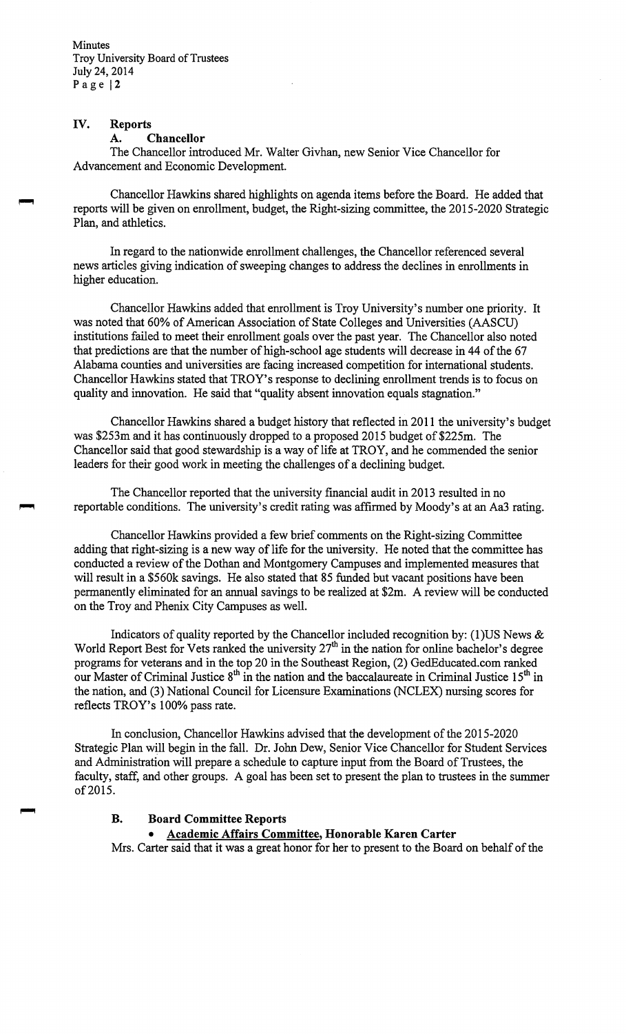## IV. Reports

### A. Chancellor

The Chancellor introduced Mr. Walter Givhan, new Senior Vice Chancellor for Advancement and Economic Development.

Chancellor Hawkins shared highlights on agenda items before the Board. He added that reports will be given on enrollment, budget, the Right-sizing committee, the 2015-2020 Strategic Plan, and athletics.

In regard to the nationwide enrollment challenges, the Chancellor referenced several news articles giving indication of sweeping changes to address the declines in enrollments in higher education.

Chancellor Hawkins added that enrollment is Troy University's number one priority. It was noted that 60% of American Association of State Colleges and Universities (AASCU) institutions failed to meet their enrollment goals over the past year. The Chancellor also noted that predictions are that the number of high-school age students will decrease in 44 of the 67 Alabama counties and universities are facing increased competition for international students. Chancellor Hawkins stated that TROY's response to declining enrollment trends is to focus on quality and innovation. He said that "quality absent innovation equals stagnation."

Chancellor Hawkins shared a budget history that reflected in 2011 the university's budget was $253m and it has continuously dropped to a proposed 2015 budget of $225m. The Chancellor said that good stewardship is a way of life at TROY, and he commended the senior leaders for their good work in meeting the challenges of a declining budget.

The Chancellor reported that the university financial audit in 2013 resulted in no reportable conditions. The university's credit rating was affirmed by Moody's at an Aa3 rating.

Chancellor Hawkins provided a few brief comments on the Right-sizing Committee adding that right-sizing is a new way of life for the university. He noted that the committee has conducted a review of the Dothan and Montgomery Campuses and implemented measures that will result in a $560k savings. He also stated that 85 funded but vacant positions have been permanently eliminated for an annual savings to be realized at $2m. A review will be conducted on the Troy and Phenix City Campuses as well.

Indicators of quality reported by the Chancellor included recognition by: (1)US News & World Report Best for Vets ranked the university 27th in the nation for online bachelor's degree programs for veterans and in the top 20 in the Southeast Region, (2) GedEducated.com ranked our Master of Criminal Justice 8th in the nation and the baccalaureate in Criminal Justice 15th in the nation, and (3) National Council for Licensure Examinations (NCLEX) nursing scores for reflects TROY's 100% pass rate.

In conclusion, Chancellor Hawkins advised that the development of the 2015-2020 Strategic Plan will begin in the fall. Dr. John Dew, Senior Vice Chancellor for Student Services and Administration will prepare a schedule to capture input from the Board of Trustees, the faculty, staff, and other groups. A goal has been set to present the plan to trustees in the summer of 2015.

### B. Board Committee Reports

- **Academic Affairs Committee, Honorable Karen Carter**

Mrs. Carter said that it was a great honor for her to present to the Board on behalf of the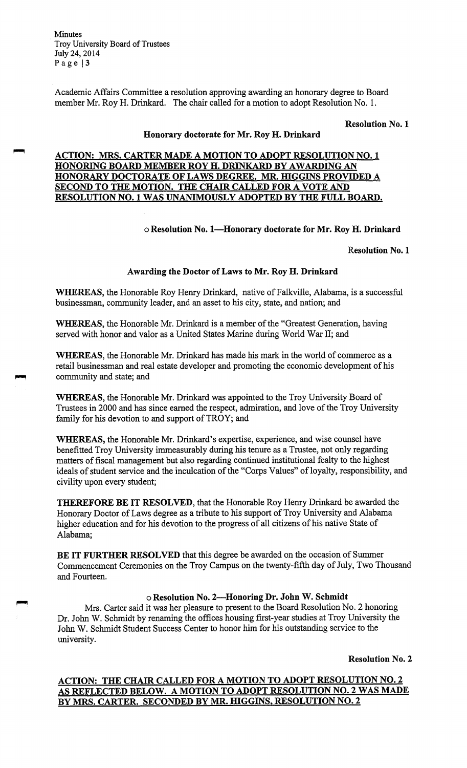Academic Affairs Committee a resolution approving awarding an honorary degree to Board member Mr. Roy H. Drinkard. The chair called for a motion to adopt Resolution No. 1.

**Resolution No. 1**

**Honorary doctorate for Mr. Roy H. Drinkard**

**ACTION: MRS. CARTER MADE A MOTION TO ADOPT RESOLUTION NO. 1 HONORING BOARD MEMBER ROY H. DRINKARD BY AWARDING AN HONORARY DOCTORATE OF LAWS DEGREE. MR. HIGGINS PROVIDED A SECOND TO THE MOTION. THE CHAIR CALLED FOR A VOTE AND RESOLUTION NO. 1 WAS UNANIMOUSLY ADOPTED BY THE FULL BOARD.**

o **Resolution No. 1—Honorary doctorate for Mr. Roy H. Drinkard**

Resolution No. 1

**Awarding the Doctor of Laws to Mr. Roy H. Drinkard**

**WHEREAS,** the Honorable Roy Henry Drinkard, native of Falkville, Alabama, is a successful businessman, community leader, and an asset to his city, state, and nation; and

**WHEREAS,** the Honorable Mr. Drinkard is a member of the "Greatest Generation, having served with honor and valor as a United States Marine during World War II; and

**WHEREAS,** the Honorable Mr. Drinkard has made his mark in the world of commerce as a retail businessman and real estate developer and promoting the economic development of his community and state; and

**WHEREAS,** the Honorable Mr. Drinkard was appointed to the Troy University Board of Trustees in 2000 and has since earned the respect, admiration, and love of the Troy University family for his devotion to and support of TROY; and

**WHEREAS,** the Honorable Mr. Drinkard's expertise, experience, and wise counsel have benefitted Troy University immeasurably during his tenure as a Trustee, not only regarding matters of fiscal management but also regarding continued institutional fealty to the highest ideals of student service and the inculcation of the "Corps Values" of loyalty, responsibility, and civility upon every student;

**THEREFORE BE IT RESOLVED,** that the Honorable Roy Henry Drinkard be awarded the Honorary Doctor of Laws degree as a tribute to his support of Troy University and Alabama higher education and for his devotion to the progress of all citizens of his native State of Alabama;

**BE IT FURTHER RESOLVED** that this degree be awarded on the occasion of Summer Commencement Ceremonies on the Troy Campus on the twenty-fifth day of July, Two Thousand and Fourteen.

o **Resolution No. 2—Honoring Dr. John W. Schmidt**

Mrs. Carter said it was her pleasure to present to the Board Resolution No. 2 honoring Dr. John W. Schmidt by renaming the offices housing first-year studies at Troy University the John W. Schmidt Student Success Center to honor him for his outstanding service to the university.

**Resolution No. 2**

**ACTION: THE CHAIR CALLED FOR A MOTION TO ADOPT RESOLUTION NO. 2 AS REFLECTED BELOW. A MOTION TO ADOPT RESOLUTION NO. 2 WAS MADE BY MRS. CARTER. SECONDED BY MR. HIGGINS, RESOLUTION NO. 2**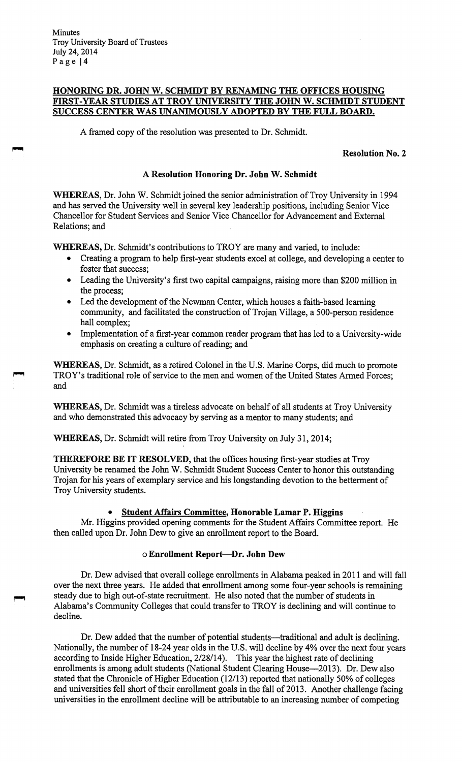**HONORING DR. JOHN W. SCHMIDT BY RENAMING THE OFFICES HOUSING FIRST-YEAR STUDIES AT TROY UNIVERSITY THE JOHN W. SCHMIDT STUDENT SUCCESS CENTER WAS UNANIMOUSLY ADOPTED BY THE FULL BOARD.**

A framed copy of the resolution was presented to Dr. Schmidt.

**Resolution No. 2**

**A Resolution Honoring Dr. John W. Schmidt**

**WHEREAS,** Dr. John W. Schmidt joined the senior administration of Troy University in 1994 and has served the University well in several key leadership positions, including Senior Vice Chancellor for Student Services and Senior Vice Chancellor for Advancement and External Relations; and

**WHEREAS,** Dr. Schmidt's contributions to TROY are many and varied, to include:

- Creating a program to help first-year students excel at college, and developing a center to foster that success;
- Leading the University's first two capital campaigns, raising more than $200 million in the process;
- Led the development of the Newman Center, which houses a faith-based learning community, and facilitated the construction of Trojan Village, a 500-person residence hall complex;
- Implementation of a first-year common reader program that has led to a University-wide emphasis on creating a culture of reading; and

**WHEREAS,** Dr. Schmidt, as a retired Colonel in the U.S. Marine Corps, did much to promote TROY's traditional role of service to the men and women of the United States Armed Forces; and

**WHEREAS,** Dr. Schmidt was a tireless advocate on behalf of all students at Troy University and who demonstrated this advocacy by serving as a mentor to many students; and

**WHEREAS,** Dr. Schmidt will retire from Troy University on July 31, 2014;

**THEREFORE BE IT RESOLVED,** that the offices housing first-year studies at Troy University be renamed the John W. Schmidt Student Success Center to honor this outstanding Trojan for his years of exemplary service and his longstanding devotion to the betterment of Troy University students.

- **Student Affairs Committee, Honorable Lamar P. Higgins**

Mr. Higgins provided opening comments for the Student Affairs Committee report. He then called upon Dr. John Dew to give an enrollment report to the Board.

- **Enrollment Report—Dr. John Dew**

Dr. Dew advised that overall college enrollments in Alabama peaked in 2011 and will fall over the next three years. He added that enrollment among some four-year schools is remaining steady due to high out-of-state recruitment. He also noted that the number of students in Alabama's Community Colleges that could transfer to TROY is declining and will continue to decline.

Dr. Dew added that the number of potential students—traditional and adult is declining. Nationally, the number of 18-24 year olds in the U.S. will decline by 4% over the next four years according to Inside Higher Education, 2/28/14). This year the highest rate of declining enrollments is among adult students (National Student Clearing House—2013). Dr. Dew also stated that the Chronicle of Higher Education (12/13) reported that nationally 50% of colleges and universities fell short of their enrollment goals in the fall of 2013. Another challenge facing universities in the enrollment decline will be attributable to an increasing number of competing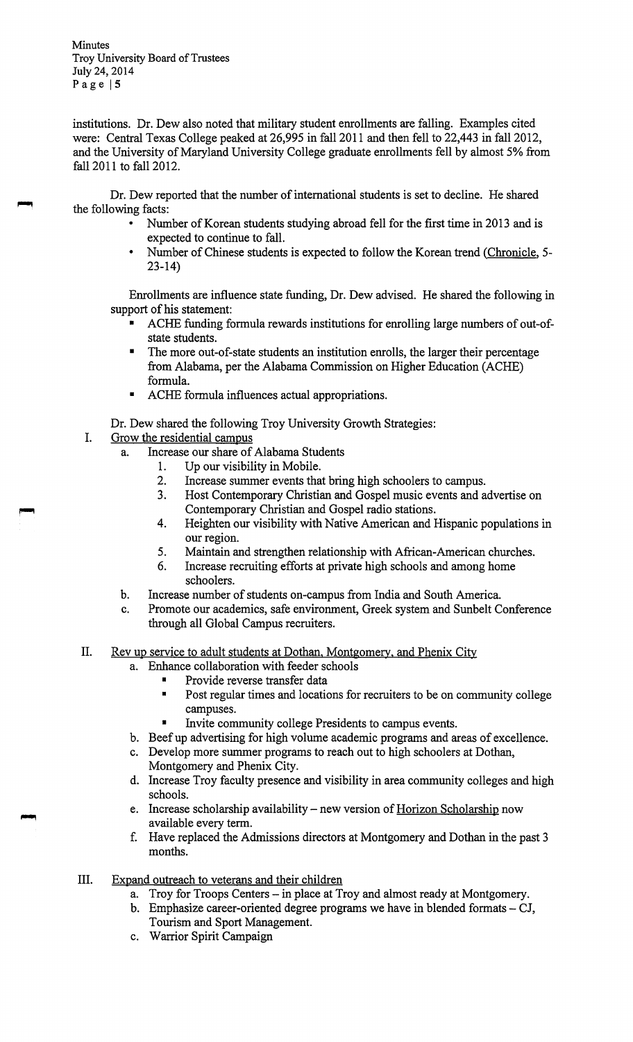institutions. Dr. Dew also noted that military student enrollments are falling. Examples cited were: Central Texas College peaked at 26,995 in fall 2011 and then fell to 22,443 in fall 2012, and the University of Maryland University College graduate enrollments fell by almost 5% from fall 2011 to fall 2012.

Dr. Dew reported that the number of international students is set to decline. He shared the following facts:

- Number of Korean students studying abroad fell for the first time in 2013 and is expected to continue to fall.
- Number of Chinese students is expected to follow the Korean trend (Chronicle, 5-23-14)

Enrollments are influence state funding, Dr. Dew advised. He shared the following in support of his statement:

- ACHE funding formula rewards institutions for enrolling large numbers of out-of-state students.
- The more out-of-state students an institution enrolls, the larger their percentage from Alabama, per the Alabama Commission on Higher Education (ACHE) formula.
- ACHE formula influences actual appropriations.

Dr. Dew shared the following Troy University Growth Strategies:

I. Grow the residential campus
   a. Increase our share of Alabama Students
      1. Up our visibility in Mobile.
      2. Increase summer events that bring high schoolers to campus.
      3. Host Contemporary Christian and Gospel music events and advertise on Contemporary Christian and Gospel radio stations.
      4. Heighten our visibility with Native American and Hispanic populations in our region.
      5. Maintain and strengthen relationship with African-American churches.
      6. Increase recruiting efforts at private high schools and among home schoolers.
   b. Increase number of students on-campus from India and South America.
   c. Promote our academics, safe environment, Greek system and Sunbelt Conference through all Global Campus recruiters.

II. Rev up service to adult students at Dothan, Montgomery, and Phenix City
   a. Enhance collaboration with feeder schools
      - Provide reverse transfer data
      - Post regular times and locations for recruiters to be on community college campuses.
      - Invite community college Presidents to campus events.
   b. Beef up advertising for high volume academic programs and areas of excellence.
   c. Develop more summer programs to reach out to high schoolers at Dothan, Montgomery and Phenix City.
   d. Increase Troy faculty presence and visibility in area community colleges and high schools.
   e. Increase scholarship availability – new version of Horizon Scholarship now available every term.
   f. Have replaced the Admissions directors at Montgomery and Dothan in the past 3 months.

III. Expand outreach to veterans and their children
   a. Troy for Troops Centers – in place at Troy and almost ready at Montgomery.
   b. Emphasize career-oriented degree programs we have in blended formats – CJ, Tourism and Sport Management.
   c. Warrior Spirit Campaign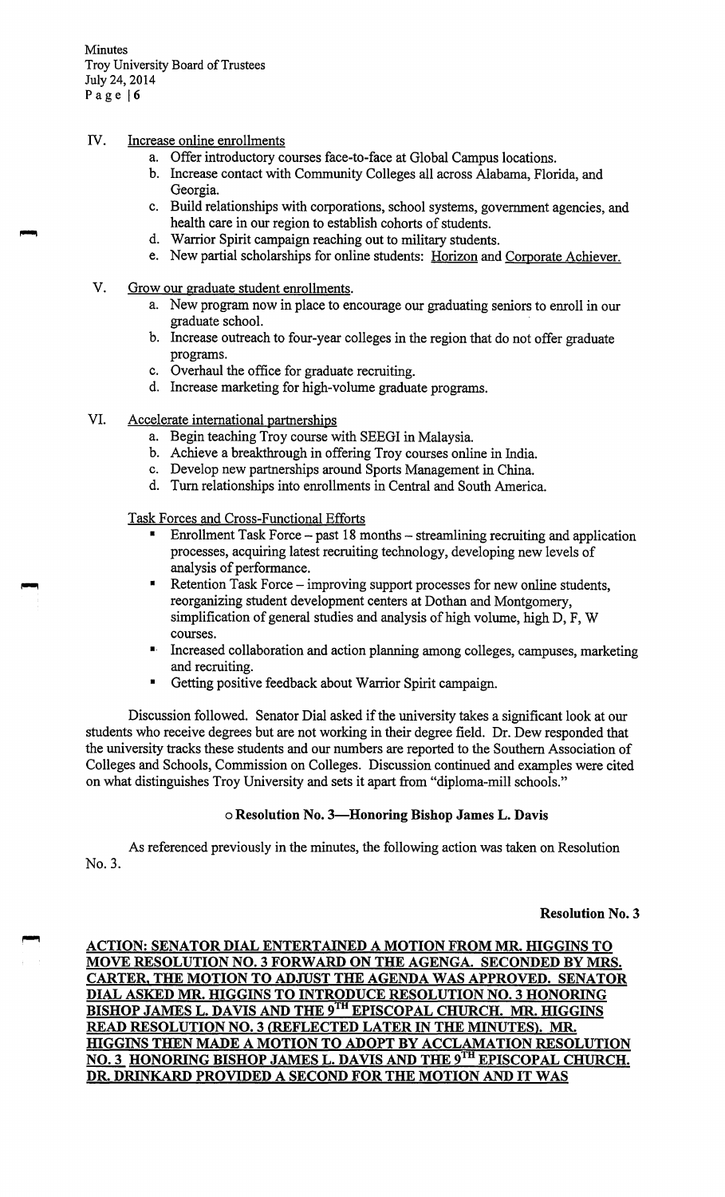IV. Increase online enrollments
   a. Offer introductory courses face-to-face at Global Campus locations.
   b. Increase contact with Community Colleges all across Alabama, Florida, and Georgia.
   c. Build relationships with corporations, school systems, government agencies, and health care in our region to establish cohorts of students.
   d. Warrior Spirit campaign reaching out to military students.
   e. New partial scholarships for online students: Horizon and Corporate Achiever.

V. Grow our graduate student enrollments.
   a. New program now in place to encourage our graduating seniors to enroll in our graduate school.
   b. Increase outreach to four-year colleges in the region that do not offer graduate programs.
   c. Overhaul the office for graduate recruiting.
   d. Increase marketing for high-volume graduate programs.

VI. Accelerate international partnerships
   a. Begin teaching Troy course with SEEGI in Malaysia.
   b. Achieve a breakthrough in offering Troy courses online in India.
   c. Develop new partnerships around Sports Management in China.
   d. Turn relationships into enrollments in Central and South America.

Task Forces and Cross-Functional Efforts

- Enrollment Task Force – past 18 months – streamlining recruiting and application processes, acquiring latest recruiting technology, developing new levels of analysis of performance.
- Retention Task Force – improving support processes for new online students, reorganizing student development centers at Dothan and Montgomery, simplification of general studies and analysis of high volume, high D, F, W courses.
- Increased collaboration and action planning among colleges, campuses, marketing and recruiting.
- Getting positive feedback about Warrior Spirit campaign.

Discussion followed. Senator Dial asked if the university takes a significant look at our students who receive degrees but are not working in their degree field. Dr. Dew responded that the university tracks these students and our numbers are reported to the Southern Association of Colleges and Schools, Commission on Colleges. Discussion continued and examples were cited on what distinguishes Troy University and sets it apart from "diploma-mill schools."

**o Resolution No. 3—Honoring Bishop James L. Davis**

As referenced previously in the minutes, the following action was taken on Resolution No. 3.

**Resolution No. 3**

**ACTION: SENATOR DIAL ENTERTAINED A MOTION FROM MR. HIGGINS TO MOVE RESOLUTION NO. 3 FORWARD ON THE AGENGA. SECONDED BY MRS. CARTER, THE MOTION TO ADJUST THE AGENDA WAS APPROVED. SENATOR DIAL ASKED MR. HIGGINS TO INTRODUCE RESOLUTION NO. 3 HONORING BISHOP JAMES L. DAVIS AND THE 9TH EPISCOPAL CHURCH. MR. HIGGINS READ RESOLUTION NO. 3 (REFLECTED LATER IN THE MINUTES). MR. HIGGINS THEN MADE A MOTION TO ADOPT BY ACCLAMATION RESOLUTION NO. 3 HONORING BISHOP JAMES L. DAVIS AND THE 9TH EPISCOPAL CHURCH. DR. DRINKARD PROVIDED A SECOND FOR THE MOTION AND IT WAS**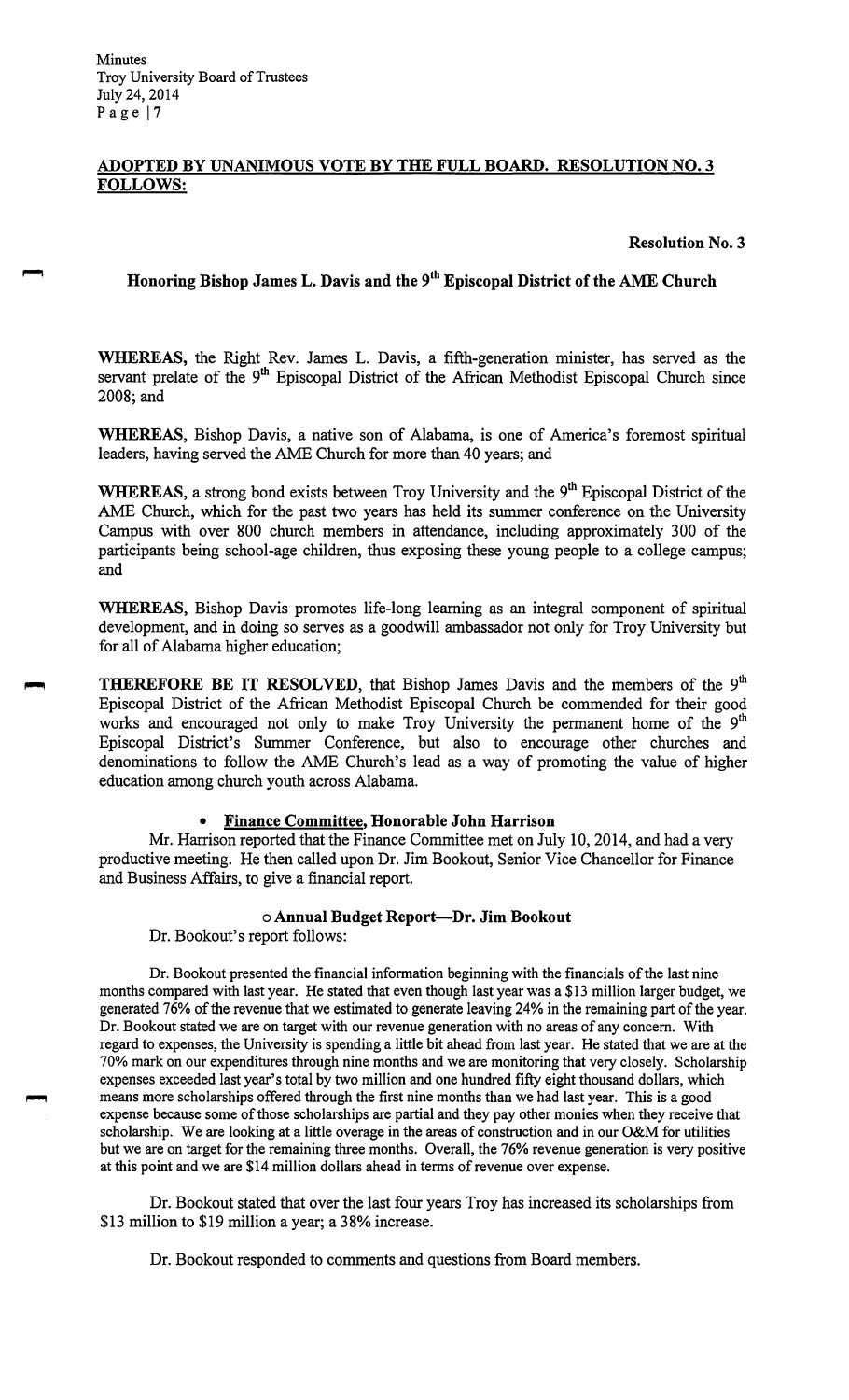**ADOPTED BY UNANIMOUS VOTE BY THE FULL BOARD. RESOLUTION NO. 3 FOLLOWS:**

**Resolution No. 3**

**Honoring Bishop James L. Davis and the 9th Episcopal District of the AME Church**

**WHEREAS,** the Right Rev. James L. Davis, a fifth-generation minister, has served as the servant prelate of the 9th Episcopal District of the African Methodist Episcopal Church since 2008; and

**WHEREAS**, Bishop Davis, a native son of Alabama, is one of America's foremost spiritual leaders, having served the AME Church for more than 40 years; and

**WHEREAS**, a strong bond exists between Troy University and the 9th Episcopal District of the AME Church, which for the past two years has held its summer conference on the University Campus with over 800 church members in attendance, including approximately 300 of the participants being school-age children, thus exposing these young people to a college campus; and

**WHEREAS**, Bishop Davis promotes life-long learning as an integral component of spiritual development, and in doing so serves as a goodwill ambassador not only for Troy University but for all of Alabama higher education;

**THEREFORE BE IT RESOLVED**, that Bishop James Davis and the members of the 9th Episcopal District of the African Methodist Episcopal Church be commended for their good works and encouraged not only to make Troy University the permanent home of the 9th Episcopal District's Summer Conference, but also to encourage other churches and denominations to follow the AME Church's lead as a way of promoting the value of higher education among church youth across Alabama.

- **Finance Committee, Honorable John Harrison**

Mr. Harrison reported that the Finance Committee met on July 10, 2014, and had a very productive meeting. He then called upon Dr. Jim Bookout, Senior Vice Chancellor for Finance and Business Affairs, to give a financial report.

**o Annual Budget Report—Dr. Jim Bookout**

Dr. Bookout's report follows:

Dr. Bookout presented the financial information beginning with the financials of the last nine months compared with last year. He stated that even though last year was a $13 million larger budget, we generated 76% of the revenue that we estimated to generate leaving 24% in the remaining part of the year. Dr. Bookout stated we are on target with our revenue generation with no areas of any concern. With regard to expenses, the University is spending a little bit ahead from last year. He stated that we are at the 70% mark on our expenditures through nine months and we are monitoring that very closely. Scholarship expenses exceeded last year's total by two million and one hundred fifty eight thousand dollars, which means more scholarships offered through the first nine months than we had last year. This is a good expense because some of those scholarships are partial and they pay other monies when they receive that scholarship. We are looking at a little overage in the areas of construction and in our O&M for utilities but we are on target for the remaining three months. Overall, the 76% revenue generation is very positive at this point and we are $14 million dollars ahead in terms of revenue over expense.

Dr. Bookout stated that over the last four years Troy has increased its scholarships from $13 million to $19 million a year; a 38% increase.

Dr. Bookout responded to comments and questions from Board members.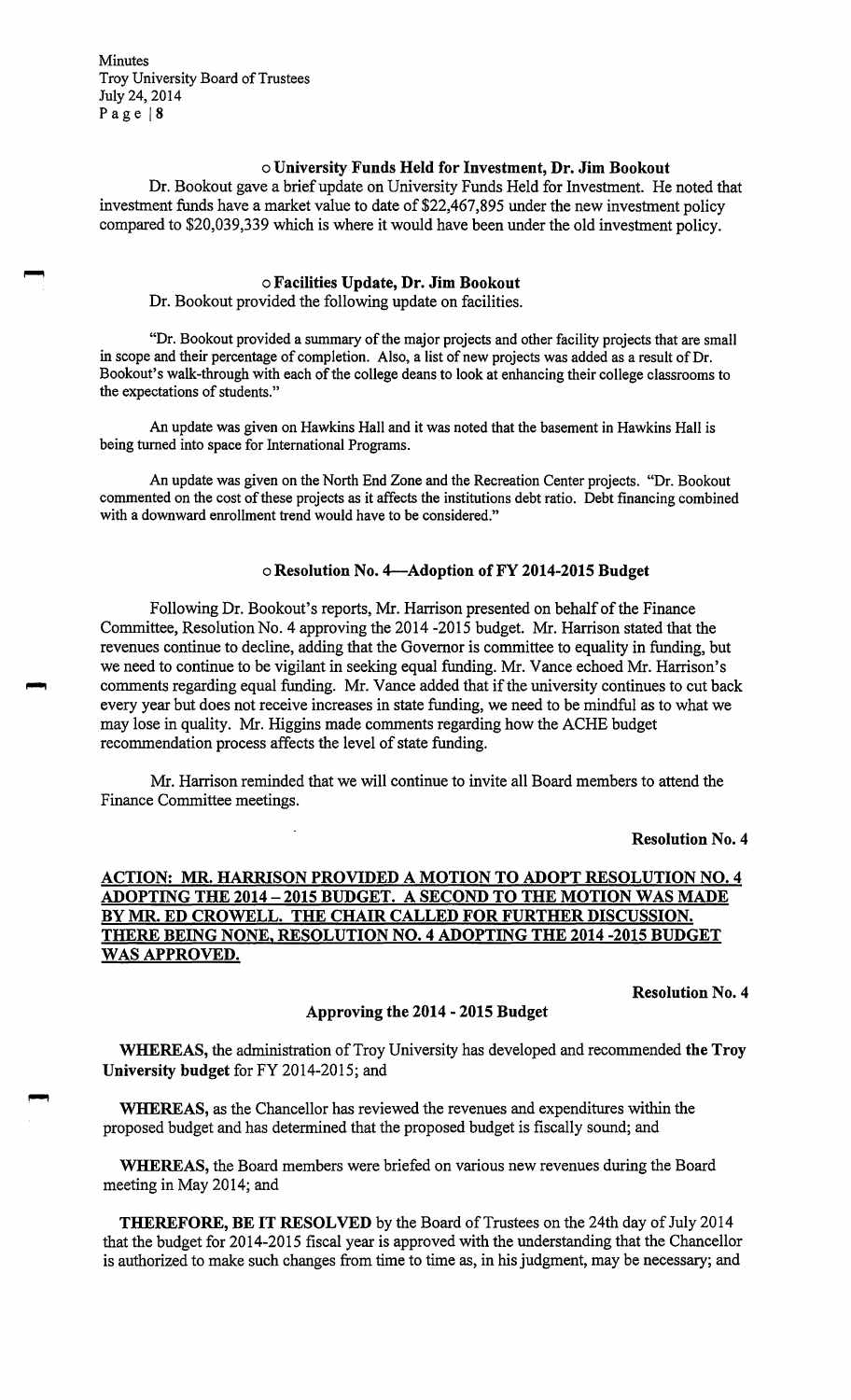### ○ University Funds Held for Investment, Dr. Jim Bookout

Dr. Bookout gave a brief update on University Funds Held for Investment. He noted that investment funds have a market value to date of $22,467,895 under the new investment policy compared to $20,039,339 which is where it would have been under the old investment policy.

### ○ Facilities Update, Dr. Jim Bookout

Dr. Bookout provided the following update on facilities.

"Dr. Bookout provided a summary of the major projects and other facility projects that are small in scope and their percentage of completion. Also, a list of new projects was added as a result of Dr. Bookout's walk-through with each of the college deans to look at enhancing their college classrooms to the expectations of students."

An update was given on Hawkins Hall and it was noted that the basement in Hawkins Hall is being turned into space for International Programs.

An update was given on the North End Zone and the Recreation Center projects. "Dr. Bookout commented on the cost of these projects as it affects the institutions debt ratio. Debt financing combined with a downward enrollment trend would have to be considered."

### ○ Resolution No. 4—Adoption of FY 2014-2015 Budget

Following Dr. Bookout's reports, Mr. Harrison presented on behalf of the Finance Committee, Resolution No. 4 approving the 2014 -2015 budget. Mr. Harrison stated that the revenues continue to decline, adding that the Governor is committee to equality in funding, but we need to continue to be vigilant in seeking equal funding. Mr. Vance echoed Mr. Harrison's comments regarding equal funding. Mr. Vance added that if the university continues to cut back every year but does not receive increases in state funding, we need to be mindful as to what we may lose in quality. Mr. Higgins made comments regarding how the ACHE budget recommendation process affects the level of state funding.

Mr. Harrison reminded that we will continue to invite all Board members to attend the Finance Committee meetings.

**Resolution No. 4**

**ACTION: MR. HARRISON PROVIDED A MOTION TO ADOPT RESOLUTION NO. 4 ADOPTING THE 2014 – 2015 BUDGET. A SECOND TO THE MOTION WAS MADE BY MR. ED CROWELL. THE CHAIR CALLED FOR FURTHER DISCUSSION. THERE BEING NONE, RESOLUTION NO. 4 ADOPTING THE 2014 -2015 BUDGET WAS APPROVED.**

**Resolution No. 4**

**Approving the 2014 - 2015 Budget**

**WHEREAS,** the administration of Troy University has developed and recommended **the Troy University budget** for FY 2014-2015; and

**WHEREAS,** as the Chancellor has reviewed the revenues and expenditures within the proposed budget and has determined that the proposed budget is fiscally sound; and

**WHEREAS,** the Board members were briefed on various new revenues during the Board meeting in May 2014; and

**THEREFORE, BE IT RESOLVED** by the Board of Trustees on the 24th day of July 2014 that the budget for 2014-2015 fiscal year is approved with the understanding that the Chancellor is authorized to make such changes from time to time as, in his judgment, may be necessary; and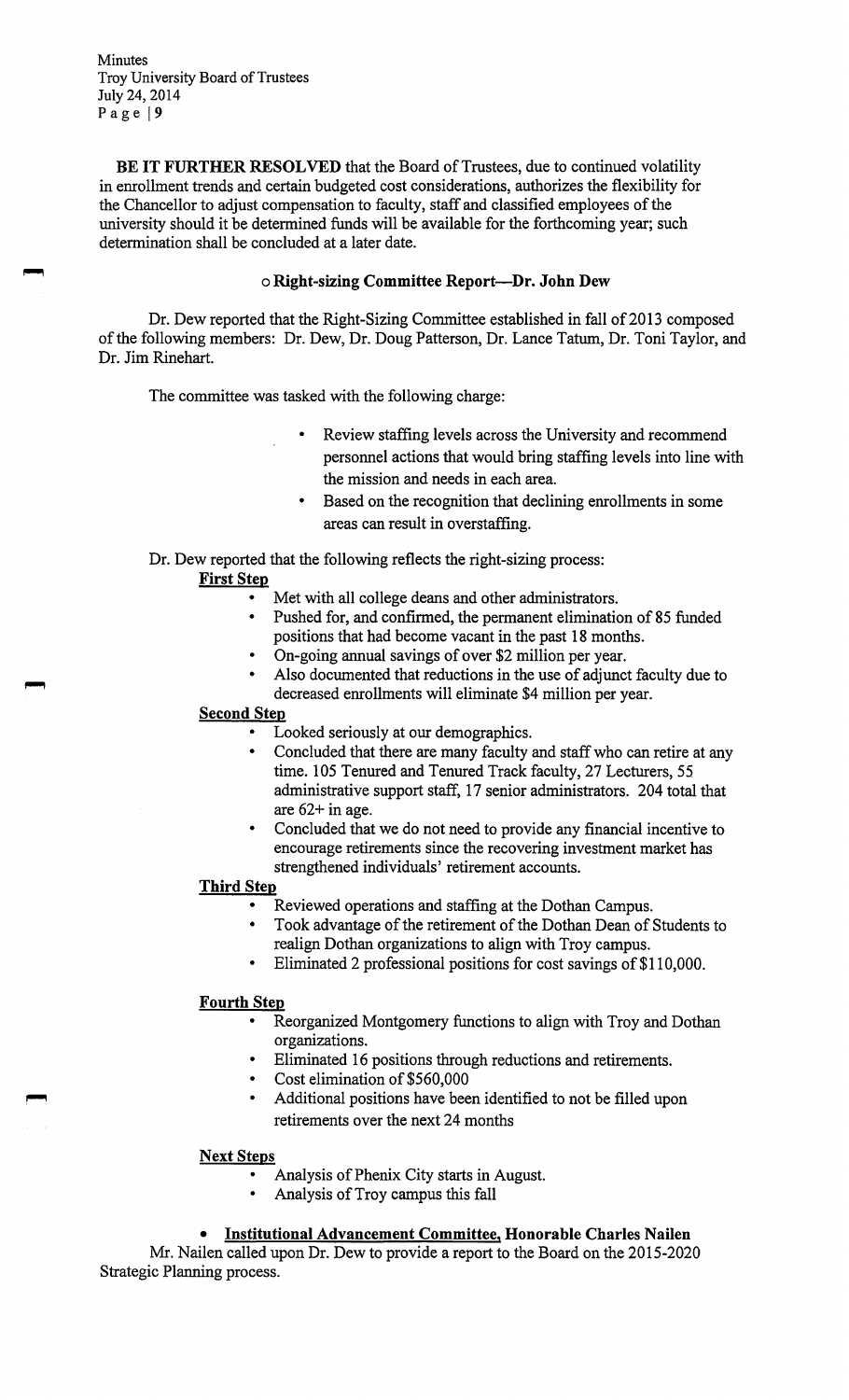**BE IT FURTHER RESOLVED** that the Board of Trustees, due to continued volatility in enrollment trends and certain budgeted cost considerations, authorizes the flexibility for the Chancellor to adjust compensation to faculty, staff and classified employees of the university should it be determined funds will be available for the forthcoming year; such determination shall be concluded at a later date.

- **Right-sizing Committee Report—Dr. John Dew**

Dr. Dew reported that the Right-Sizing Committee established in fall of 2013 composed of the following members: Dr. Dew, Dr. Doug Patterson, Dr. Lance Tatum, Dr. Toni Taylor, and Dr. Jim Rinehart.

The committee was tasked with the following charge:

- Review staffing levels across the University and recommend personnel actions that would bring staffing levels into line with the mission and needs in each area.
- Based on the recognition that declining enrollments in some areas can result in overstaffing.

Dr. Dew reported that the following reflects the right-sizing process:

**<u>First Step</u>**

- Met with all college deans and other administrators.
- Pushed for, and confirmed, the permanent elimination of 85 funded positions that had become vacant in the past 18 months.
- On-going annual savings of over $2 million per year.
- Also documented that reductions in the use of adjunct faculty due to decreased enrollments will eliminate $4 million per year.

**<u>Second Step</u>**

- Looked seriously at our demographics.
- Concluded that there are many faculty and staff who can retire at any time. 105 Tenured and Tenured Track faculty, 27 Lecturers, 55 administrative support staff, 17 senior administrators. 204 total that are 62+ in age.
- Concluded that we do not need to provide any financial incentive to encourage retirements since the recovering investment market has strengthened individuals' retirement accounts.

**<u>Third Step</u>**

- Reviewed operations and staffing at the Dothan Campus.
- Took advantage of the retirement of the Dothan Dean of Students to realign Dothan organizations to align with Troy campus.
- Eliminated 2 professional positions for cost savings of $110,000.

**<u>Fourth Step</u>**

- Reorganized Montgomery functions to align with Troy and Dothan organizations.
- Eliminated 16 positions through reductions and retirements.
- Cost elimination of $560,000
- Additional positions have been identified to not be filled upon retirements over the next 24 months

**<u>Next Steps</u>**

- Analysis of Phenix City starts in August.
- Analysis of Troy campus this fall

- **<u>Institutional Advancement Committee,</u> Honorable Charles Nailen**

Mr. Nailen called upon Dr. Dew to provide a report to the Board on the 2015-2020 Strategic Planning process.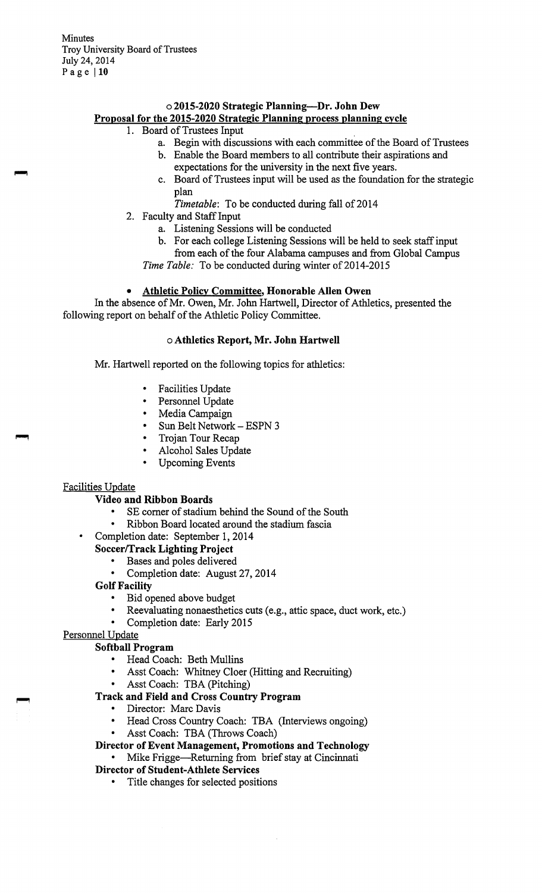- **2015-2020 Strategic Planning—Dr. John Dew**

**Proposal for the 2015-2020 Strategic Planning process planning cycle**

1. Board of Trustees Input
   a. Begin with discussions with each committee of the Board of Trustees
   b. Enable the Board members to all contribute their aspirations and expectations for the university in the next five years.
   c. Board of Trustees input will be used as the foundation for the strategic plan

   *Timetable*: To be conducted during fall of 2014
2. Faculty and Staff Input
   a. Listening Sessions will be conducted
   b. For each college Listening Sessions will be held to seek staff input from each of the four Alabama campuses and from Global Campus

   *Time Table:* To be conducted during winter of 2014-2015

- **Athletic Policy Committee, Honorable Allen Owen**

In the absence of Mr. Owen, Mr. John Hartwell, Director of Athletics, presented the following report on behalf of the Athletic Policy Committee.

- **Athletics Report, Mr. John Hartwell**

Mr. Hartwell reported on the following topics for athletics:

- Facilities Update
- Personnel Update
- Media Campaign
- Sun Belt Network – ESPN 3
- Trojan Tour Recap
- Alcohol Sales Update
- Upcoming Events

Facilities Update

**Video and Ribbon Boards**

- SE corner of stadium behind the Sound of the South
- Ribbon Board located around the stadium fascia
- Completion date: September 1, 2014

**Soccer/Track Lighting Project**

- Bases and poles delivered
- Completion date: August 27, 2014

**Golf Facility**

- Bid opened above budget
- Reevaluating nonaesthetics cuts (e.g., attic space, duct work, etc.)
- Completion date: Early 2015

Personnel Update

**Softball Program**

- Head Coach: Beth Mullins
- Asst Coach: Whitney Cloer (Hitting and Recruiting)
- Asst Coach: TBA (Pitching)

**Track and Field and Cross Country Program**

- Director: Marc Davis
- Head Cross Country Coach: TBA (Interviews ongoing)
- Asst Coach: TBA (Throws Coach)

**Director of Event Management, Promotions and Technology**

- Mike Frigge—Returning from brief stay at Cincinnati

**Director of Student-Athlete Services**

- Title changes for selected positions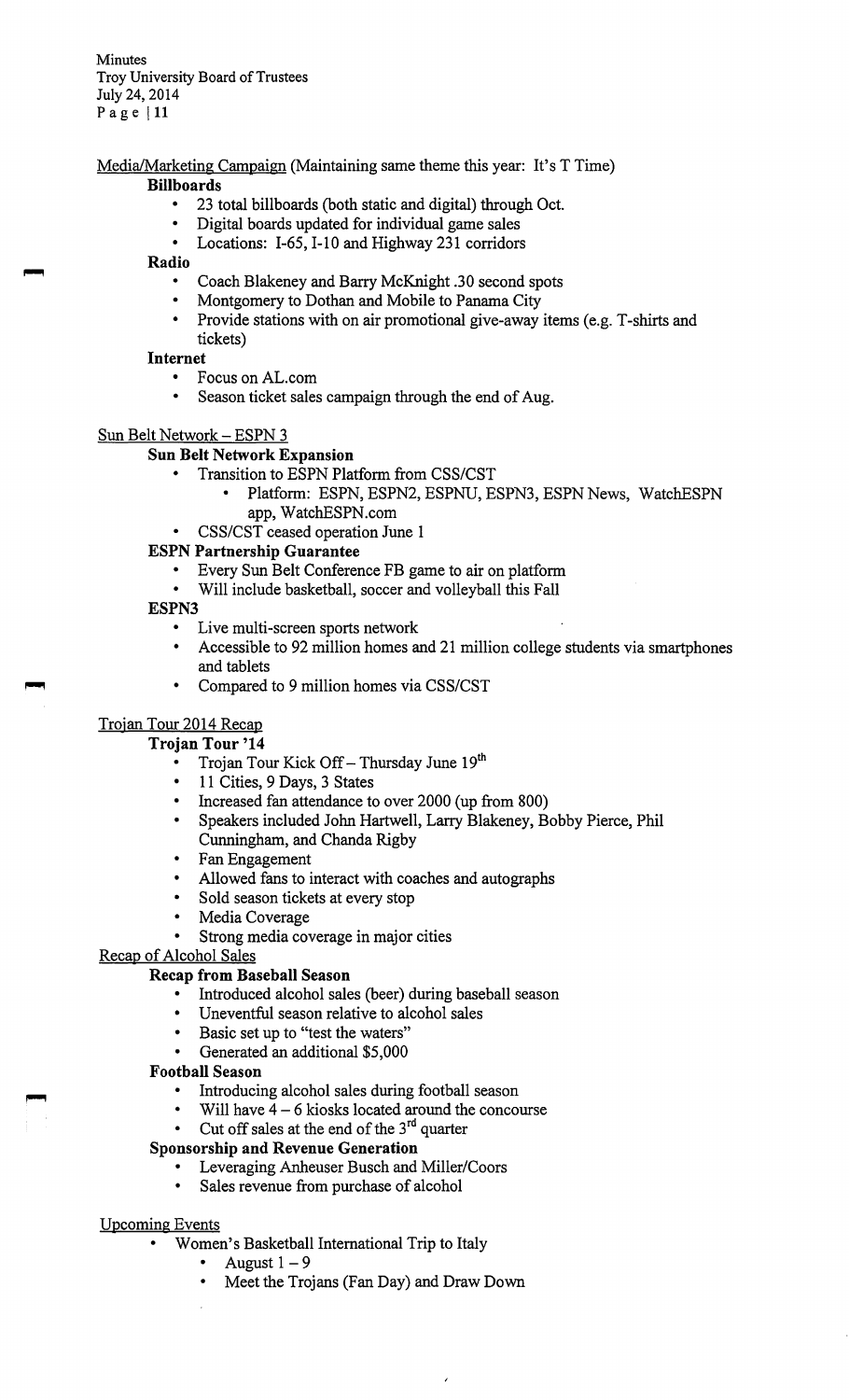Media/Marketing Campaign (Maintaining same theme this year: It's T Time)

**Billboards**

- 23 total billboards (both static and digital) through Oct.
- Digital boards updated for individual game sales
- Locations: I-65, I-10 and Highway 231 corridors

**Radio**

- Coach Blakeney and Barry McKnight .30 second spots
- Montgomery to Dothan and Mobile to Panama City
- Provide stations with on air promotional give-away items (e.g. T-shirts and tickets)

**Internet**

- Focus on AL.com
- Season ticket sales campaign through the end of Aug.

Sun Belt Network – ESPN 3

**Sun Belt Network Expansion**

- Transition to ESPN Platform from CSS/CST
  - Platform: ESPN, ESPN2, ESPNU, ESPN3, ESPN News, WatchESPN app, WatchESPN.com
- CSS/CST ceased operation June 1

**ESPN Partnership Guarantee**

- Every Sun Belt Conference FB game to air on platform
- Will include basketball, soccer and volleyball this Fall

**ESPN3**

- Live multi-screen sports network
- Accessible to 92 million homes and 21 million college students via smartphones and tablets
- Compared to 9 million homes via CSS/CST

Trojan Tour 2014 Recap

**Trojan Tour '14**

- Trojan Tour Kick Off – Thursday June 19th
- 11 Cities, 9 Days, 3 States
- Increased fan attendance to over 2000 (up from 800)
- Speakers included John Hartwell, Larry Blakeney, Bobby Pierce, Phil Cunningham, and Chanda Rigby
- Fan Engagement
- Allowed fans to interact with coaches and autographs
- Sold season tickets at every stop
- Media Coverage
- Strong media coverage in major cities

Recap of Alcohol Sales

**Recap from Baseball Season**

- Introduced alcohol sales (beer) during baseball season
- Uneventful season relative to alcohol sales
- Basic set up to "test the waters"
- Generated an additional $5,000

**Football Season**

- Introducing alcohol sales during football season
- Will have 4 – 6 kiosks located around the concourse
- Cut off sales at the end of the 3rd quarter

**Sponsorship and Revenue Generation**

- Leveraging Anheuser Busch and Miller/Coors
- Sales revenue from purchase of alcohol

Upcoming Events

- Women's Basketball International Trip to Italy
  - August 1 – 9
  - Meet the Trojans (Fan Day) and Draw Down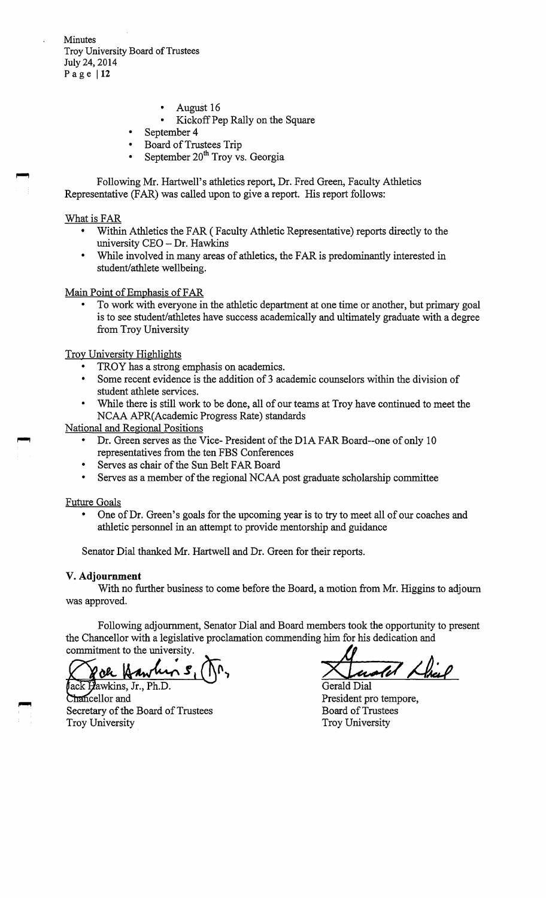- August 16
- Kickoff Pep Rally on the Square
- September 4
- Board of Trustees Trip
- September 20th Troy vs. Georgia

Following Mr. Hartwell's athletics report, Dr. Fred Green, Faculty Athletics Representative (FAR) was called upon to give a report. His report follows:

What is FAR

- Within Athletics the FAR ( Faculty Athletic Representative) reports directly to the university CEO – Dr. Hawkins
- While involved in many areas of athletics, the FAR is predominantly interested in student/athlete wellbeing.

Main Point of Emphasis of FAR

- To work with everyone in the athletic department at one time or another, but primary goal is to see student/athletes have success academically and ultimately graduate with a degree from Troy University

Troy University Highlights

- TROY has a strong emphasis on academics.
- Some recent evidence is the addition of 3 academic counselors within the division of student athlete services.
- While there is still work to be done, all of our teams at Troy have continued to meet the NCAA APR(Academic Progress Rate) standards

National and Regional Positions

- Dr. Green serves as the Vice- President of the D1A FAR Board--one of only 10 representatives from the ten FBS Conferences
- Serves as chair of the Sun Belt FAR Board
- Serves as a member of the regional NCAA post graduate scholarship committee

Future Goals

- One of Dr. Green's goals for the upcoming year is to try to meet all of our coaches and athletic personnel in an attempt to provide mentorship and guidance

Senator Dial thanked Mr. Hartwell and Dr. Green for their reports.

**V. Adjournment**

With no further business to come before the Board, a motion from Mr. Higgins to adjourn was approved.

Following adjournment, Senator Dial and Board members took the opportunity to present the Chancellor with a legislative proclamation commending him for his dedication and commitment to the university.

Jack Hawkins, Jr., Ph.D.
Chancellor and
Secretary of the Board of Trustees
Troy University

Gerald Dial
President pro tempore,
Board of Trustees
Troy University